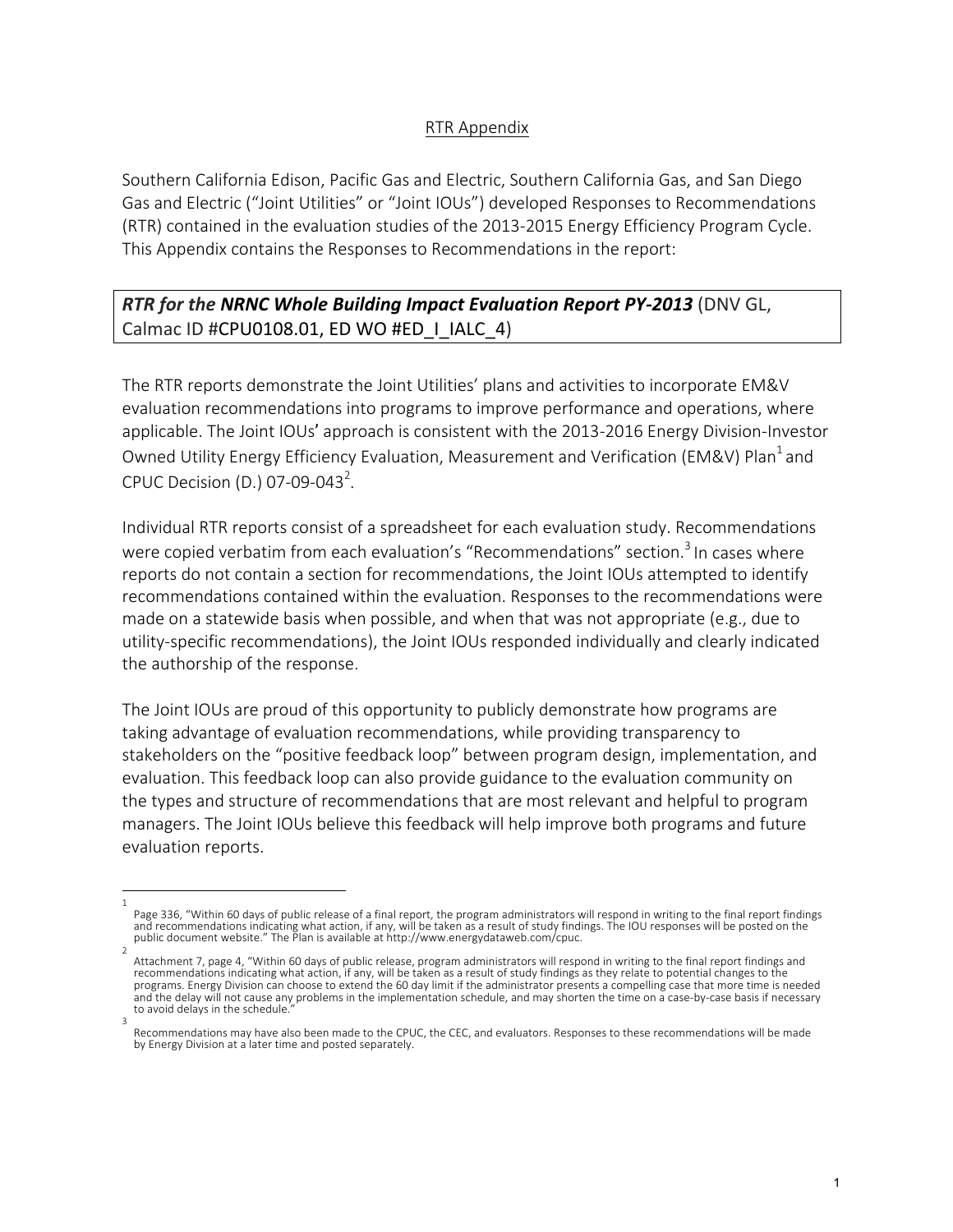## RTR Appendix

Southern California Edison, Pacific Gas and Electric, Southern California Gas, and San Diego Gas and Electric ("Joint Utilities" or "Joint IOUs") developed Responses to Recommendations (RTR) contained in the evaluation studies of the 2013-2015 Energy Efficiency Program Cycle. This Appendix contains the Responses to Recommendations in the report:

***RTR for the NRNC Whole Building Impact Evaluation Report PY-2013*** (DNV GL, Calmac ID #CPU0108.01, ED WO #ED_I_IALC_4)

The RTR reports demonstrate the Joint Utilities' plans and activities to incorporate EM&V evaluation recommendations into programs to improve performance and operations, where applicable. The Joint IOUs' approach is consistent with the 2013-2016 Energy Division-Investor Owned Utility Energy Efficiency Evaluation, Measurement and Verification (EM&V) Plan[1] and CPUC Decision (D.) 07-09-043[2].

Individual RTR reports consist of a spreadsheet for each evaluation study. Recommendations were copied verbatim from each evaluation's "Recommendations" section.[3] In cases where reports do not contain a section for recommendations, the Joint IOUs attempted to identify recommendations contained within the evaluation. Responses to the recommendations were made on a statewide basis when possible, and when that was not appropriate (e.g., due to utility-specific recommendations), the Joint IOUs responded individually and clearly indicated the authorship of the response.

The Joint IOUs are proud of this opportunity to publicly demonstrate how programs are taking advantage of evaluation recommendations, while providing transparency to stakeholders on the "positive feedback loop" between program design, implementation, and evaluation. This feedback loop can also provide guidance to the evaluation community on the types and structure of recommendations that are most relevant and helpful to program managers. The Joint IOUs believe this feedback will help improve both programs and future evaluation reports.

---

[1] Page 336, "Within 60 days of public release of a final report, the program administrators will respond in writing to the final report findings and recommendations indicating what action, if any, will be taken as a result of study findings. The IOU responses will be posted on the public document website." The Plan is available at http://www.energydataweb.com/cpuc.

[2] Attachment 7, page 4, "Within 60 days of public release, program administrators will respond in writing to the final report findings and recommendations indicating what action, if any, will be taken as a result of study findings as they relate to potential changes to the programs. Energy Division can choose to extend the 60 day limit if the administrator presents a compelling case that more time is needed and the delay will not cause any problems in the implementation schedule, and may shorten the time on a case-by-case basis if necessary to avoid delays in the schedule."

[3] Recommendations may have also been made to the CPUC, the CEC, and evaluators. Responses to these recommendations will be made by Energy Division at a later time and posted separately.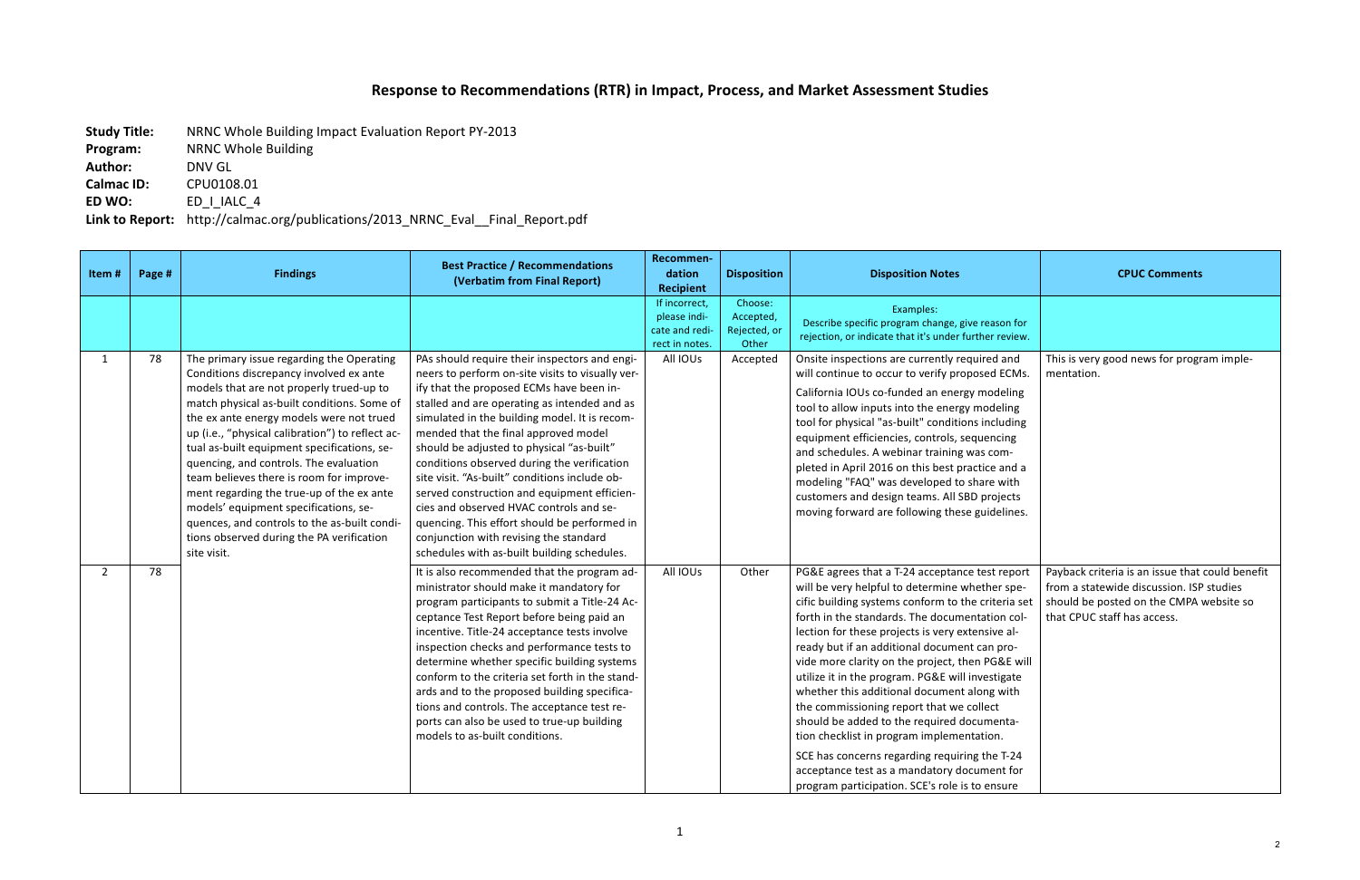# Response to Recommendations (RTR) in Impact, Process, and Market Assessment Studies

**Study Title:** NRNC Whole Building Impact Evaluation Report PY-2013
**Program:** NRNC Whole Building
**Author:** DNV GL
**Calmac ID:** CPU0108.01
**ED WO:** ED_I_IALC_4
**Link to Report:** http://calmac.org/publications/2013_NRNC_Eval__Final_Report.pdf

| Item # | Page # | Findings | Best Practice / Recommendations (Verbatim from Final Report) | Recommendation Recipient | Disposition | Disposition Notes | CPUC Comments |
|---|---|---|---|---|---|---|---|
| | | | | If incorrect, please indicate and redirect in notes. | Choose: Accepted, Rejected, or Other | Examples: Describe specific program change, give reason for rejection, or indicate that it's under further review. | |
| 1 | 78 | The primary issue regarding the Operating Conditions discrepancy involved ex ante models that are not properly trued-up to match physical as-built conditions. Some of the ex ante energy models were not trued up (i.e., "physical calibration") to reflect actual as-built equipment specifications, sequencing, and controls. The evaluation team believes there is room for improvement regarding the true-up of the ex ante models' equipment specifications, sequences, and controls to the as-built conditions observed during the PA verification site visit. | PAs should require their inspectors and engineers to perform on-site visits to visually verify that the proposed ECMs have been installed and are operating as intended and as simulated in the building model. It is recommended that the final approved model should be adjusted to physical "as-built" conditions observed during the verification site visit. "As-built" conditions include observed construction and equipment efficiencies and observed HVAC controls and sequencing. This effort should be performed in conjunction with revising the standard schedules with as-built building schedules. | All IOUs | Accepted | Onsite inspections are currently required and will continue to occur to verify proposed ECMs. California IOUs co-funded an energy modeling tool to allow inputs into the energy modeling tool for physical "as-built" conditions including equipment efficiencies, controls, sequencing and schedules. A webinar training was completed in April 2016 on this best practice and a modeling "FAQ" was developed to share with customers and design teams. All SBD projects moving forward are following these guidelines. | This is very good news for program implementation. |
| 2 | 78 | | It is also recommended that the program administrator should make it mandatory for program participants to submit a Title-24 Acceptance Test Report before being paid an incentive. Title-24 acceptance tests involve inspection checks and performance tests to determine whether specific building systems conform to the criteria set forth in the standards and to the proposed building specifications and controls. The acceptance test reports can also be used to true-up building models to as-built conditions. | All IOUs | Other | PG&E agrees that a T-24 acceptance test report will be very helpful to determine whether specific building systems conform to the criteria set forth in the standards. The documentation collection for these projects is very extensive already but if an additional document can provide more clarity on the project, then PG&E will utilize it in the program. PG&E will investigate whether this additional document along with the commissioning report that we collect should be added to the required documentation checklist in program implementation.<br><br>SCE has concerns regarding requiring the T-24 acceptance test as a mandatory document for program participation. SCE's role is to ensure | Payback criteria is an issue that could benefit from a statewide discussion. ISP studies should be posted on the CMPA website so that CPUC staff has access. |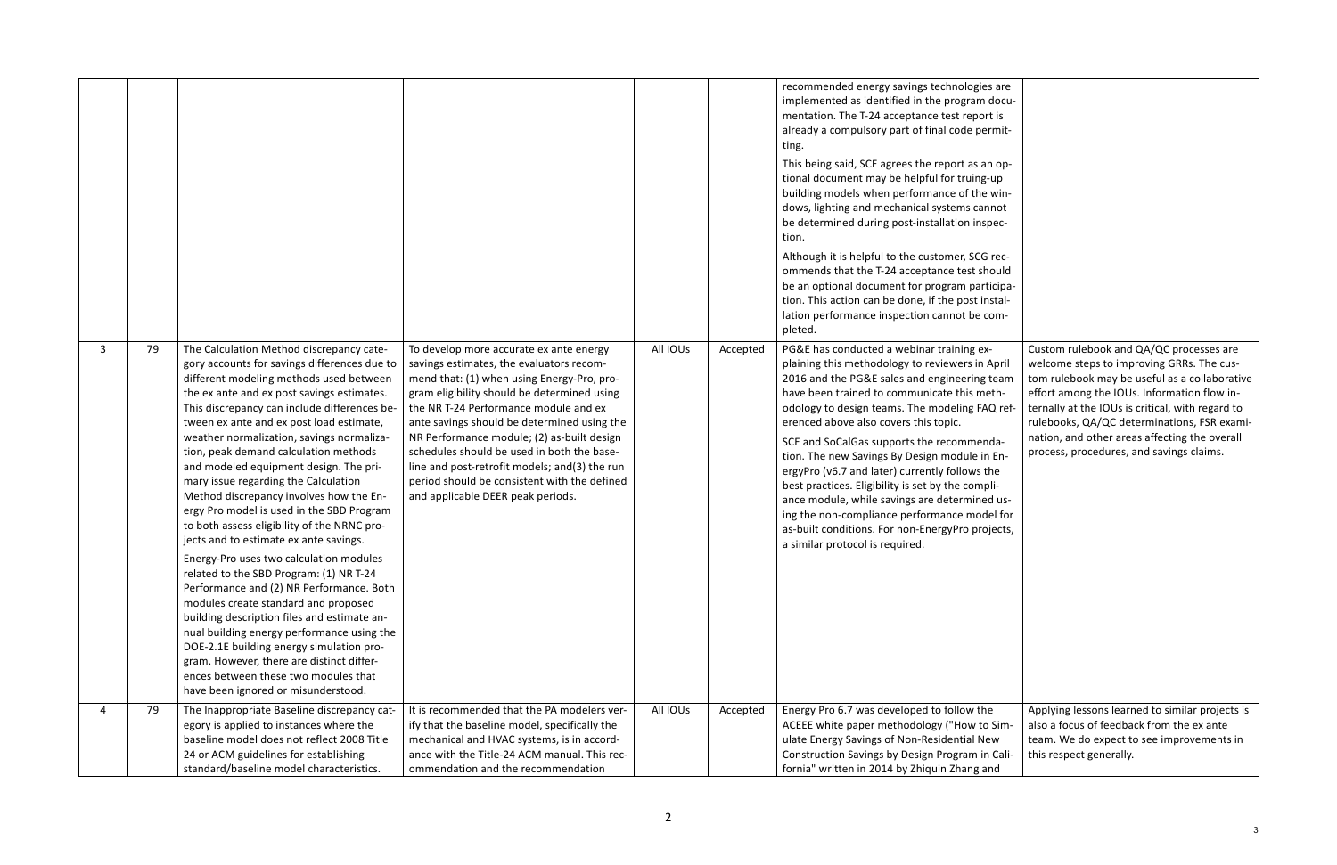| | | | | | | |
|---|---|---|---|---|---|---|
| | | | | | recommended energy savings technologies are implemented as identified in the program documentation. The T-24 acceptance test report is already a compulsory part of final code permitting.<br><br>This being said, SCE agrees the report as an optional document may be helpful for truing-up building models when performance of the windows, lighting and mechanical systems cannot be determined during post-installation inspection.<br><br>Although it is helpful to the customer, SCG recommends that the T-24 acceptance test should be an optional document for program participation. This action can be done, if the post installation performance inspection cannot be completed. | |
| 3 | 79 | The Calculation Method discrepancy category accounts for savings differences due to different modeling methods used between the ex ante and ex post savings estimates. This discrepancy can include differences between ex ante and ex post load estimate, weather normalization, savings normalization, peak demand calculation methods and modeled equipment design. The primary issue regarding the Calculation Method discrepancy involves how the Energy Pro model is used in the SBD Program to both assess eligibility of the NRNC projects and to estimate ex ante savings.<br><br>Energy-Pro uses two calculation modules related to the SBD Program: (1) NR T-24 Performance and (2) NR Performance. Both modules create standard and proposed building description files and estimate annual building energy performance using the DOE-2.1E building energy simulation program. However, there are distinct differences between these two modules that have been ignored or misunderstood. | To develop more accurate ex ante energy savings estimates, the evaluators recommend that: (1) when using Energy-Pro, program eligibility should be determined using the NR T-24 Performance module and ex ante savings should be determined using the NR Performance module; (2) as-built design schedules should be used in both the baseline and post-retrofit models; and(3) the run period should be consistent with the defined and applicable DEER peak periods. | All IOUs | Accepted | PG&E has conducted a webinar training explaining this methodology to reviewers in April 2016 and the PG&E sales and engineering team have been trained to communicate this methodology to design teams. The modeling FAQ referenced above also covers this topic.<br><br>SCE and SoCalGas supports the recommendation. The new Savings By Design module in EnergyPro (v6.7 and later) currently follows the best practices. Eligibility is set by the compliance module, while savings are determined using the non-compliance performance model for as-built conditions. For non-EnergyPro projects, a similar protocol is required. | Custom rulebook and QA/QC processes are welcome steps to improving GRRs. The custom rulebook may be useful as a collaborative effort among the IOUs. Information flow internally at the IOUs is critical, with regard to rulebooks, QA/QC determinations, FSR examination, and other areas affecting the overall process, procedures, and savings claims. |
| 4 | 79 | The Inappropriate Baseline discrepancy category is applied to instances where the baseline model does not reflect 2008 Title 24 or ACM guidelines for establishing standard/baseline model characteristics. | It is recommended that the PA modelers verify that the baseline model, specifically the mechanical and HVAC systems, is in accordance with the Title-24 ACM manual. This recommendation and the recommendation | All IOUs | Accepted | Energy Pro 6.7 was developed to follow the ACEEE white paper methodology ("How to Simulate Energy Savings of Non-Residential New Construction Savings by Design Program in California" written in 2014 by Zhiquin Zhang and | Applying lessons learned to similar projects is also a focus of feedback from the ex ante team. We do expect to see improvements in this respect generally. |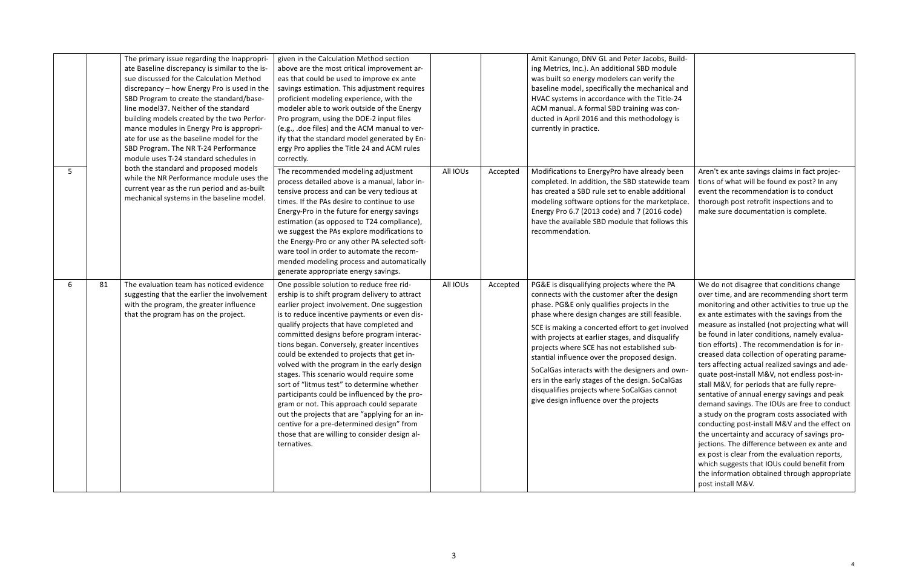| | | | | | | | |
|---|---|---|---|---|---|---|---|
| | | The primary issue regarding the Inappropriate Baseline discrepancy is similar to the issue discussed for the Calculation Method discrepancy – how Energy Pro is used in the SBD Program to create the standard/baseline model37. Neither of the standard building models created by the two Performance modules in Energy Pro is appropriate for use as the baseline model for the SBD Program. The NR T-24 Performance module uses T-24 standard schedules in both the standard and proposed models while the NR Performance module uses the current year as the run period and as-built mechanical systems in the baseline model. | given in the Calculation Method section above are the most critical improvement areas that could be used to improve ex ante savings estimation. This adjustment requires proficient modeling experience, with the modeler able to work outside of the Energy Pro program, using the DOE-2 input files (e.g., .doe files) and the ACM manual to verify that the standard model generated by Energy Pro applies the Title 24 and ACM rules correctly. | | | Amit Kanungo, DNV GL and Peter Jacobs, Building Metrics, Inc.). An additional SBD module was built so energy modelers can verify the baseline model, specifically the mechanical and HVAC systems in accordance with the Title-24 ACM manual. A formal SBD training was conducted in April 2016 and this methodology is currently in practice. | |
| 5 | | | The recommended modeling adjustment process detailed above is a manual, labor intensive process and can be very tedious at times. If the PAs desire to continue to use Energy-Pro in the future for energy savings estimation (as opposed to T24 compliance), we suggest the PAs explore modifications to the Energy-Pro or any other PA selected software tool in order to automate the recommended modeling process and automatically generate appropriate energy savings. | All IOUs | Accepted | Modifications to EnergyPro have already been completed. In addition, the SBD statewide team has created a SBD rule set to enable additional modeling software options for the marketplace. Energy Pro 6.7 (2013 code) and 7 (2016 code) have the available SBD module that follows this recommendation. | Aren't ex ante savings claims in fact projections of what will be found ex post? In any event the recommendation is to conduct thorough post retrofit inspections and to make sure documentation is complete. |
| 6 | 81 | The evaluation team has noticed evidence suggesting that the earlier the involvement with the program, the greater influence that the program has on the project. | One possible solution to reduce free ridership is to shift program delivery to attract earlier project involvement. One suggestion is to reduce incentive payments or even disqualify projects that have completed and committed designs before program interactions began. Conversely, greater incentives could be extended to projects that get involved with the program in the early design stages. This scenario would require some sort of "litmus test" to determine whether participants could be influenced by the program or not. This approach could separate out the projects that are "applying for an incentive for a pre-determined design" from those that are willing to consider design alternatives. | All IOUs | Accepted | PG&E is disqualifying projects where the PA connects with the customer after the design phase. PG&E only qualifies projects in the phase where design changes are still feasible.<br><br>SCE is making a concerted effort to get involved with projects at earlier stages, and disqualify projects where SCE has not established substantial influence over the proposed design.<br><br>SoCalGas interacts with the designers and owners in the early stages of the design. SoCalGas disqualifies projects where SoCalGas cannot give design influence over the projects | We do not disagree that conditions change over time, and are recommending short term monitoring and other activities to true up the ex ante estimates with the savings from the measure as installed (not projecting what will be found in later conditions, namely evaluation efforts). The recommendation is for increased data collection of operating parameters affecting actual realized savings and adequate post-install M&V, not endless post-install M&V, for periods that are fully representative of annual energy savings and peak demand savings. The IOUs are free to conduct a study on the program costs associated with conducting post-install M&V and the effect on the uncertainty and accuracy of savings projections. The difference between ex ante and ex post is clear from the evaluation reports, which suggests that IOUs could benefit from the information obtained through appropriate post install M&V. |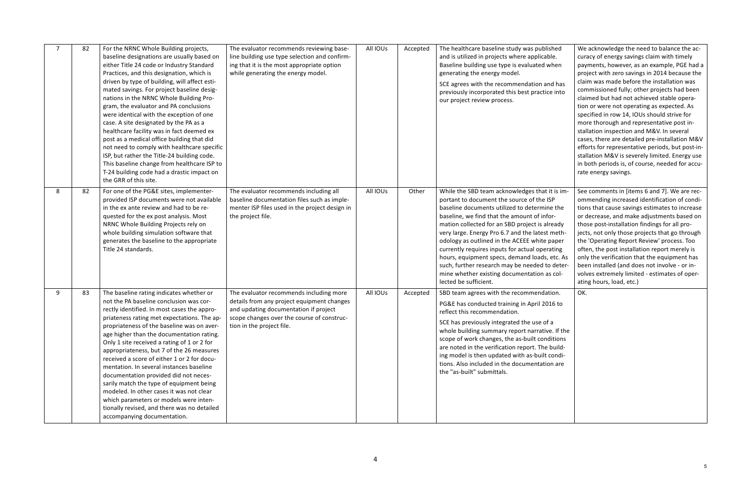| 7 | 82 | For the NRNC Whole Building projects, baseline designations are usually based on either Title 24 code or Industry Standard Practices, and this designation, which is driven by type of building, will affect estimated savings. For project baseline designations in the NRNC Whole Building Program, the evaluator and PA conclusions were identical with the exception of one case. A site designated by the PA as a healthcare facility was in fact deemed ex post as a medical office building that did not need to comply with healthcare specific ISP, but rather the Title-24 building code. This baseline change from healthcare ISP to T-24 building code had a drastic impact on the GRR of this site. | The evaluator recommends reviewing baseline building use type selection and confirming that it is the most appropriate option while generating the energy model. | All IOUs | Accepted | The healthcare baseline study was published and is utilized in projects where applicable. Baseline building use type is evaluated when generating the energy model.<br><br>SCE agrees with the recommendation and has previously incorporated this best practice into our project review process. | We acknowledge the need to balance the accuracy of energy savings claim with timely payments, however, as an example, PGE had a project with zero savings in 2014 because the claim was made before the installation was commissioned fully; other projects had been claimed but had not achieved stable operation or were not operating as expected. As specified in row 14, IOUs should strive for more thorough and representative post installation inspection and M&V. In several cases, there are detailed pre-installation M&V efforts for representative periods, but post-installation M&V is severely limited. Energy use in both periods is, of course, needed for accurate energy savings. |
|---|---|---|---|---|---|---|---|
| 8 | 82 | For one of the PG&E sites, implementer-provided ISP documents were not available in the ex ante review and had to be requested for the ex post analysis. Most NRNC Whole Building Projects rely on whole building simulation software that generates the baseline to the appropriate Title 24 standards. | The evaluator recommends including all baseline documentation files such as implementer ISP files used in the project design in the project file. | All IOUs | Other | While the SBD team acknowledges that it is important to document the source of the ISP baseline documents utilized to determine the baseline, we find that the amount of information collected for an SBD project is already very large. Energy Pro 6.7 and the latest methodology as outlined in the ACEEE white paper currently requires inputs for actual operating hours, equipment specs, demand loads, etc. As such, further research may be needed to determine whether existing documentation as collected be sufficient. | See comments in [items 6 and 7]. We are recommending increased identification of conditions that cause savings estimates to increase or decrease, and make adjustments based on those post-installation findings for all projects, not only those projects that go through the 'Operating Report Review' process. Too often, the post installation report merely is only the verification that the equipment has been installed (and does not involve - or involves extremely limited - estimates of operating hours, load, etc.) |
| 9 | 83 | The baseline rating indicates whether or not the PA baseline conclusion was correctly identified. In most cases the appropriateness rating met expectations. The appropriateness of the baseline was on average higher than the documentation rating. Only 1 site received a rating of 1 or 2 for appropriateness, but 7 of the 26 measures received a score of either 1 or 2 for documentation. In several instances baseline documentation provided did not necessarily match the type of equipment being modeled. In other cases it was not clear which parameters or models were intentionally revised, and there was no detailed accompanying documentation. | The evaluator recommends including more details from any project equipment changes and updating documentation if project scope changes over the course of construction in the project file. | All IOUs | Accepted | SBD team agrees with the recommendation.<br><br>PG&E has conducted training in April 2016 to reflect this recommendation.<br><br>SCE has previously integrated the use of a whole building summary report narrative. If the scope of work changes, the as-built conditions are noted in the verification report. The building model is then updated with as-built conditions. Also included in the documentation are the "as-built" submittals. | OK. |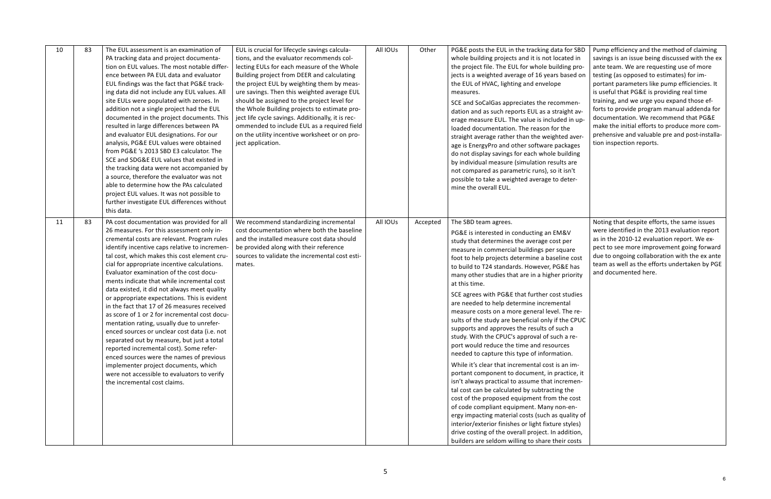| 10 | 83 | The EUL assessment is an examination of PA tracking data and project documentation on EUL values. The most notable difference between PA EUL data and evaluator EUL findings was the fact that PG&E tracking data did not include any EUL values. All site EULs were populated with zeroes. In addition not a single project had the EUL documented in the project documents. This resulted in large differences between PA and evaluator EUL designations. For our analysis, PG&E EUL values were obtained from PG&E 's 2013 SBD E3 calculator. The SCE and SDG&E EUL values that existed in the tracking data were not accompanied by a source, therefore the evaluator was not able to determine how the PAs calculated project EUL values. It was not possible to further investigate EUL differences without this data. | EUL is crucial for lifecycle savings calculations, and the evaluator recommends collecting EULs for each measure of the Whole Building project from DEER and calculating the project EUL by weighting them by measure savings. Then this weighted average EUL should be assigned to the project level for the Whole Building projects to estimate project life cycle savings. Additionally, it is recommended to include EUL as a required field on the utility incentive worksheet or on project application. | All IOUs | Other | PG&E posts the EUL in the tracking data for SBD whole building projects and it is not located in the project file. The EUL for whole building projects is a weighted average of 16 years based on the EUL of HVAC, lighting and envelope measures.<br><br>SCE and SoCalGas appreciates the recommendation and as such reports EUL as a straight average measure EUL. The value is included in uploaded documentation. The reason for the straight average rather than the weighted average is EnergyPro and other software packages do not display savings for each whole building by individual measure (simulation results are not compared as parametric runs), so it isn't possible to take a weighted average to determine the overall EUL. | Pump efficiency and the method of claiming savings is an issue being discussed with the ex ante team. We are requesting use of more testing (as opposed to estimates) for important parameters like pump efficiencies. It is useful that PG&E is providing real time training, and we urge you expand those efforts to provide program manual addenda for documentation. We recommend that PG&E make the initial efforts to produce more comprehensive and valuable pre and post-installation inspection reports. |
|---|---|---|---|---|---|---|---|
| 11 | 83 | PA cost documentation was provided for all 26 measures. For this assessment only incremental costs are relevant. Program rules identify incentive caps relative to incremental cost, which makes this cost element crucial for appropriate incentive calculations. Evaluator examination of the cost documents indicate that while incremental cost data existed, it did not always meet quality or appropriate expectations. This is evident in the fact that 17 of 26 measures received as score of 1 or 2 for incremental cost documentation rating, usually due to unreferenced sources or unclear cost data (i.e. not separated out by measure, but just a total reported incremental cost). Some referenced sources were the names of previous implementer project documents, which were not accessible to evaluators to verify the incremental cost claims. | We recommend standardizing incremental cost documentation where both the baseline and the installed measure cost data should be provided along with their reference sources to validate the incremental cost estimates. | All IOUs | Accepted | The SBD team agrees.<br><br>PG&E is interested in conducting an EM&V study that determines the average cost per measure in commercial buildings per square foot to help projects determine a baseline cost to build to T24 standards. However, PG&E has many other studies that are in a higher priority at this time.<br><br>SCE agrees with PG&E that further cost studies are needed to help determine incremental measure costs on a more general level. The results of the study are beneficial only if the CPUC supports and approves the results of such a study. With the CPUC's approval of such a report would reduce the time and resources needed to capture this type of information.<br><br>While it's clear that incremental cost is an important component to document, in practice, it isn't always practical to assume that incremental cost can be calculated by subtracting the cost of the proposed equipment from the cost of code compliant equipment. Many non-energy impacting material costs (such as quality of interior/exterior finishes or light fixture styles) drive costing of the overall project. In addition, builders are seldom willing to share their costs | Noting that despite efforts, the same issues were identified in the 2013 evaluation report as in the 2010-12 evaluation report. We expect to see more improvement going forward due to ongoing collaboration with the ex ante team as well as the efforts undertaken by PGE and documented here. |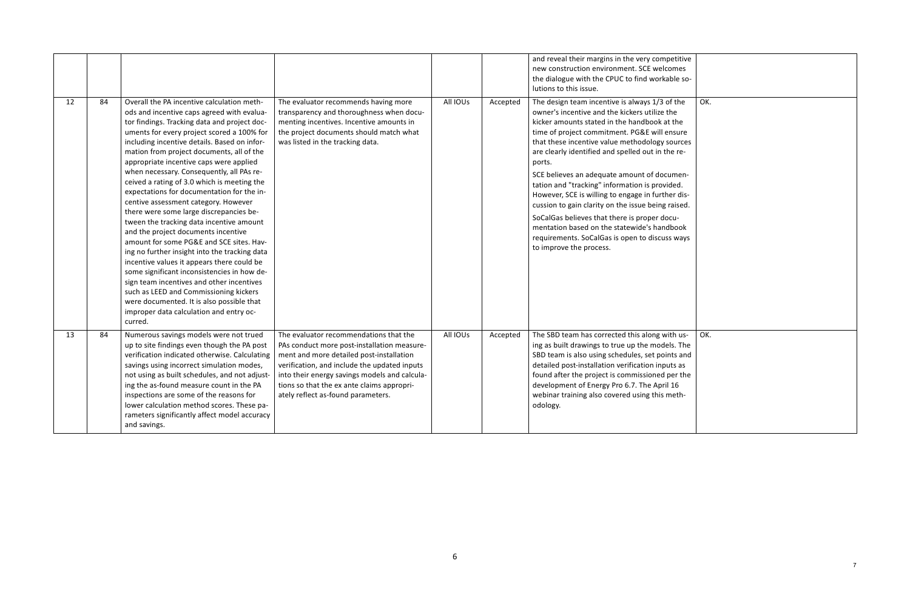| | | | | | | | |
|---|---|---|---|---|---|---|---|
| | | | | | | and reveal their margins in the very competitive new construction environment. SCE welcomes the dialogue with the CPUC to find workable solutions to this issue. | |
| 12 | 84 | Overall the PA incentive calculation methods and incentive caps agreed with evaluator findings. Tracking data and project documents for every project scored a 100% for including incentive details. Based on information from project documents, all of the appropriate incentive caps were applied when necessary. Consequently, all PAs received a rating of 3.0 which is meeting the expectations for documentation for the incentive assessment category. However there were some large discrepancies between the tracking data incentive amount and the project documents incentive amount for some PG&E and SCE sites. Having no further insight into the tracking data incentive values it appears there could be some significant inconsistencies in how design team incentives and other incentives such as LEED and Commissioning kickers were documented. It is also possible that improper data calculation and entry occurred. | The evaluator recommends having more transparency and thoroughness when documenting incentives. Incentive amounts in the project documents should match what was listed in the tracking data. | All IOUs | Accepted | The design team incentive is always 1/3 of the owner's incentive and the kickers utilize the kicker amounts stated in the handbook at the time of project commitment. PG&E will ensure that these incentive value methodology sources are clearly identified and spelled out in the reports.<br><br>SCE believes an adequate amount of documentation and "tracking" information is provided. However, SCE is willing to engage in further discussion to gain clarity on the issue being raised.<br><br>SoCalGas believes that there is proper documentation based on the statewide's handbook requirements. SoCalGas is open to discuss ways to improve the process. | OK. |
| 13 | 84 | Numerous savings models were not trued up to site findings even though the PA post verification indicated otherwise. Calculating savings using incorrect simulation modes, not using as built schedules, and not adjusting the as-found measure count in the PA inspections are some of the reasons for lower calculation method scores. These parameters significantly affect model accuracy and savings. | The evaluator recommendations that the PAs conduct more post-installation measurement and more detailed post-installation verification, and include the updated inputs into their energy savings models and calculations so that the ex ante claims appropriately reflect as-found parameters. | All IOUs | Accepted | The SBD team has corrected this along with using as built drawings to true up the models. The SBD team is also using schedules, set points and detailed post-installation verification inputs as found after the project is commissioned per the development of Energy Pro 6.7. The April 16 webinar training also covered using this methodology. | OK. |